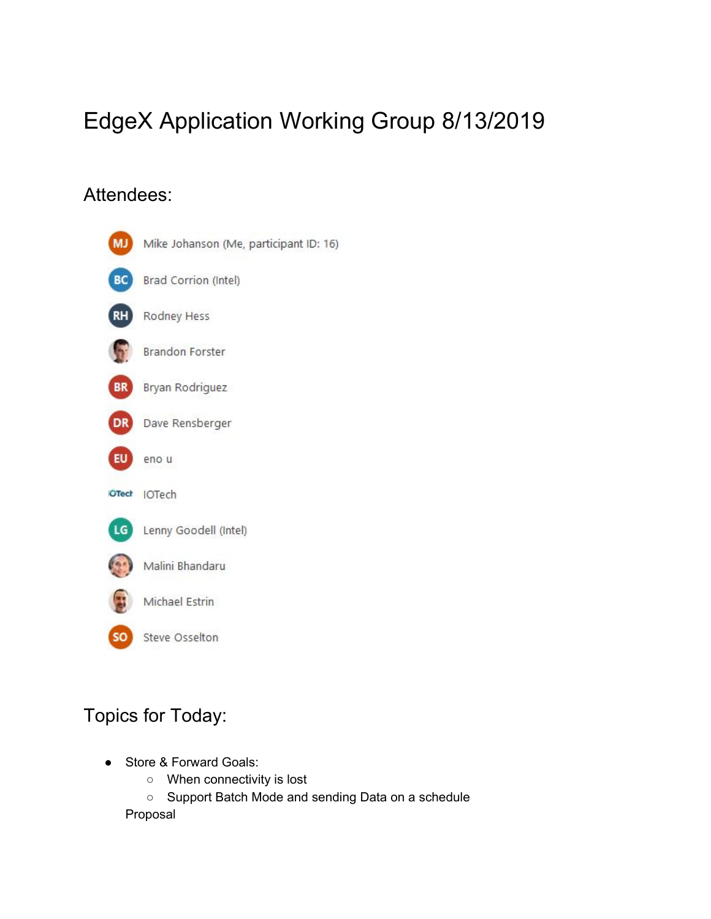# EdgeX Application Working Group 8/13/2019

## Attendees:

- Mike Johanson (Me, participant ID: 16)
- Brad Corrion (Intel)
- Rodney Hess
- Brandon Forster
- Bryan Rodriguez
- Dave Rensberger
- eno u
- IOTech
- Lenny Goodell (Intel)
- Malini Bhandaru
- Michael Estrin
- Steve Osselton

## Topics for Today:

- Store & Forward Goals:
    - When connectivity is lost
    - Support Batch Mode and sending Data on a schedule

  Proposal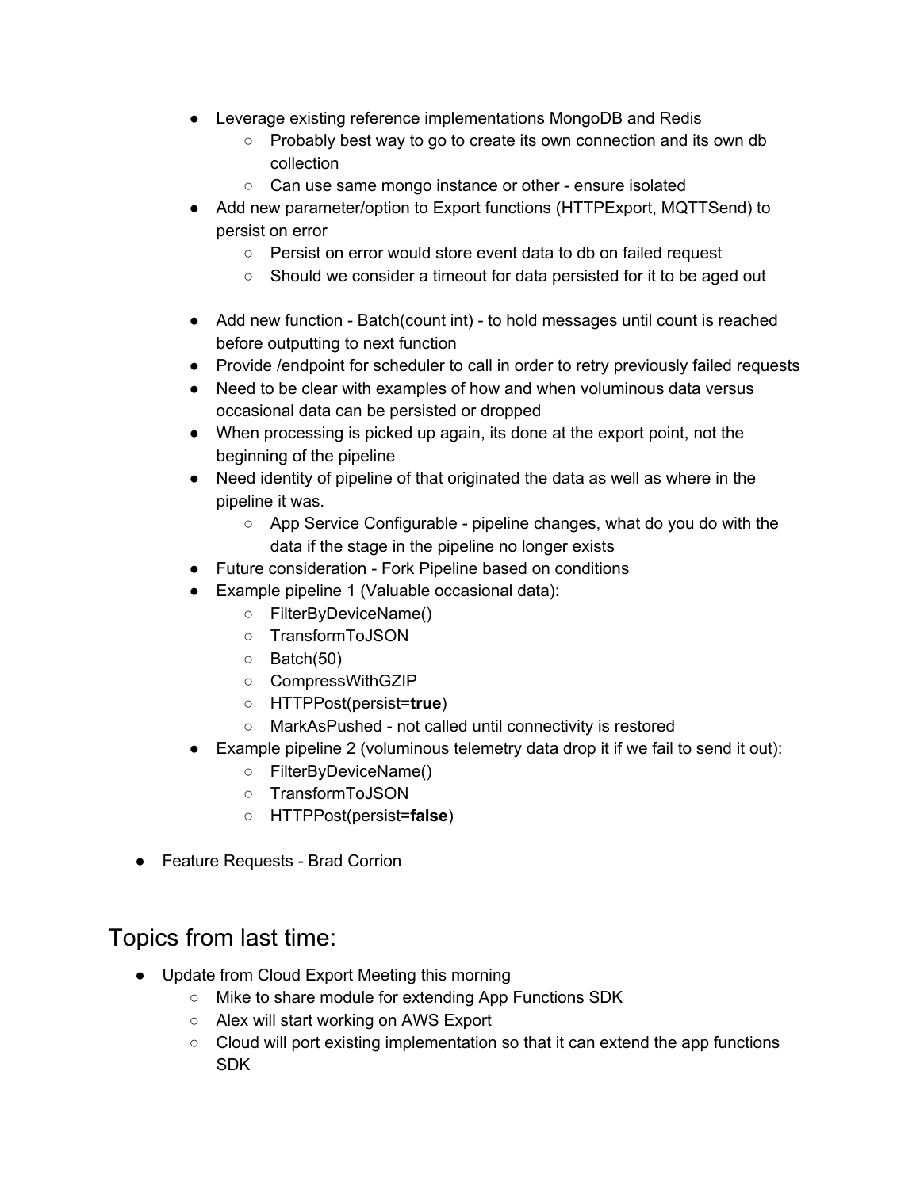- Leverage existing reference implementations MongoDB and Redis
    - Probably best way to go to create its own connection and its own db collection
    - Can use same mongo instance or other - ensure isolated
- Add new parameter/option to Export functions (HTTPExport, MQTTSend) to persist on error
    - Persist on error would store event data to db on failed request
    - Should we consider a timeout for data persisted for it to be aged out

- Add new function - Batch(count int) - to hold messages until count is reached before outputting to next function
- Provide /endpoint for scheduler to call in order to retry previously failed requests
- Need to be clear with examples of how and when voluminous data versus occasional data can be persisted or dropped
- When processing is picked up again, its done at the export point, not the beginning of the pipeline
- Need identity of pipeline of that originated the data as well as where in the pipeline it was.
    - App Service Configurable - pipeline changes, what do you do with the data if the stage in the pipeline no longer exists
- Future consideration - Fork Pipeline based on conditions
- Example pipeline 1 (Valuable occasional data):
    - FilterByDeviceName()
    - TransformToJSON
    - Batch(50)
    - CompressWithGZIP
    - HTTPPost(persist=**true**)
    - MarkAsPushed - not called until connectivity is restored
- Example pipeline 2 (voluminous telemetry data drop it if we fail to send it out):
    - FilterByDeviceName()
    - TransformToJSON
    - HTTPPost(persist=**false**)

- Feature Requests - Brad Corrion

## Topics from last time:

- Update from Cloud Export Meeting this morning
    - Mike to share module for extending App Functions SDK
    - Alex will start working on AWS Export
    - Cloud will port existing implementation so that it can extend the app functions SDK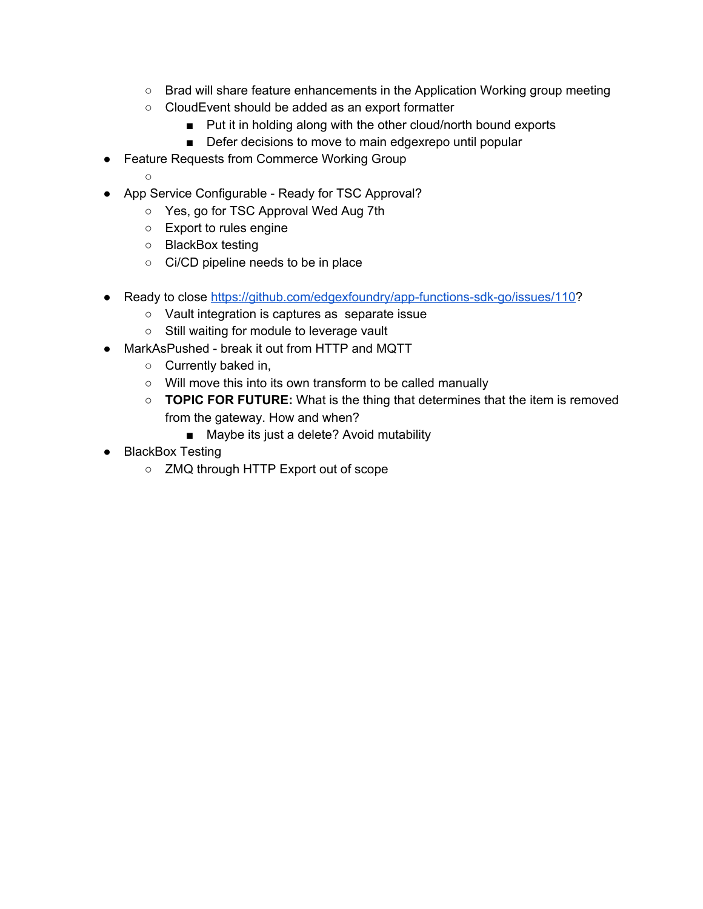- Brad will share feature enhancements in the Application Working group meeting
  - CloudEvent should be added as an export formatter
    - Put it in holding along with the other cloud/north bound exports
    - Defer decisions to move to main edgexrepo until popular
- Feature Requests from Commerce Working Group
  -
- App Service Configurable - Ready for TSC Approval?
  - Yes, go for TSC Approval Wed Aug 7th
  - Export to rules engine
  - BlackBox testing
  - Ci/CD pipeline needs to be in place

- Ready to close [https://github.com/edgexfoundry/app-functions-sdk-go/issues/110](https://github.com/edgexfoundry/app-functions-sdk-go/issues/110)?
  - Vault integration is captures as separate issue
  - Still waiting for module to leverage vault
- MarkAsPushed - break it out from HTTP and MQTT
  - Currently baked in,
  - Will move this into its own transform to be called manually
  - **TOPIC FOR FUTURE:** What is the thing that determines that the item is removed from the gateway. How and when?
    - Maybe its just a delete? Avoid mutability
- BlackBox Testing
  - ZMQ through HTTP Export out of scope